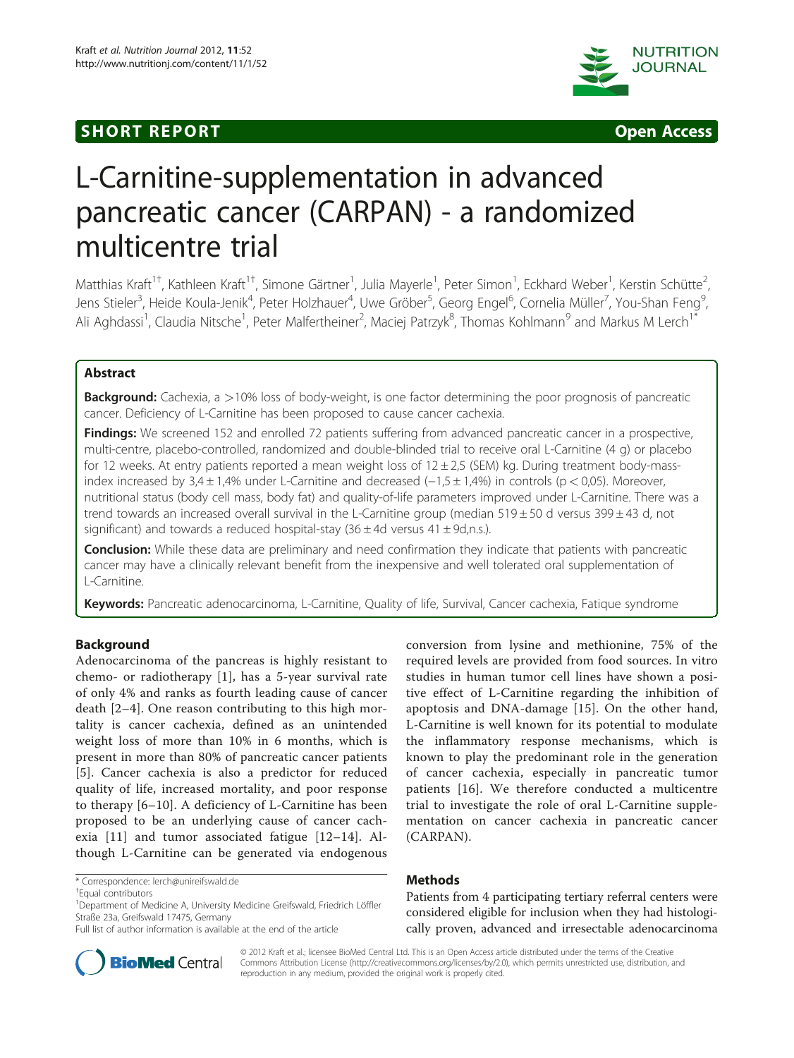SHORT REPORT Open Access

# L-Carnitine-supplementation in advanced pancreatic cancer (CARPAN) - a randomized multicentre trial

Matthias Kraft[1†], Kathleen Kraft[1†], Simone Gärtner[1], Julia Mayerle[1], Peter Simon[1], Eckhard Weber[1], Kerstin Schütte[2], Jens Stieler[3], Heide Koula-Jenik[4], Peter Holzhauer[4], Uwe Gröber[5], Georg Engel[6], Cornelia Müller[7], You-Shan Feng[9], Ali Aghdassi[1], Claudia Nitsche[1], Peter Malfertheiner[2], Maciej Patrzyk[8], Thomas Kohlmann[9] and Markus M Lerch[1*]

## Abstract

**Background:** Cachexia, a >10% loss of body-weight, is one factor determining the poor prognosis of pancreatic cancer. Deficiency of L-Carnitine has been proposed to cause cancer cachexia.

**Findings:** We screened 152 and enrolled 72 patients suffering from advanced pancreatic cancer in a prospective, multi-centre, placebo-controlled, randomized and double-blinded trial to receive oral L-Carnitine (4 g) or placebo for 12 weeks. At entry patients reported a mean weight loss of 12 ± 2,5 (SEM) kg. During treatment body-mass-index increased by 3,4 ± 1,4% under L-Carnitine and decreased (−1,5 ± 1,4%) in controls ($p < 0,05$). Moreover, nutritional status (body cell mass, body fat) and quality-of-life parameters improved under L-Carnitine. There was a trend towards an increased overall survival in the L-Carnitine group (median 519 ± 50 d versus 399 ± 43 d, not significant) and towards a reduced hospital-stay (36 ± 4d versus 41 ± 9d,n.s.).

**Conclusion:** While these data are preliminary and need confirmation they indicate that patients with pancreatic cancer may have a clinically relevant benefit from the inexpensive and well tolerated oral supplementation of L-Carnitine.

**Keywords:** Pancreatic adenocarcinoma, L-Carnitine, Quality of life, Survival, Cancer cachexia, Fatique syndrome

## Background

Adenocarcinoma of the pancreas is highly resistant to chemo- or radiotherapy [1], has a 5-year survival rate of only 4% and ranks as fourth leading cause of cancer death [2–4]. One reason contributing to this high mortality is cancer cachexia, defined as an unintended weight loss of more than 10% in 6 months, which is present in more than 80% of pancreatic cancer patients [5]. Cancer cachexia is also a predictor for reduced quality of life, increased mortality, and poor response to therapy [6–10]. A deficiency of L-Carnitine has been proposed to be an underlying cause of cancer cachexia [11] and tumor associated fatigue [12–14]. Although L-Carnitine can be generated via endogenous conversion from lysine and methionine, 75% of the required levels are provided from food sources. In vitro studies in human tumor cell lines have shown a positive effect of L-Carnitine regarding the inhibition of apoptosis and DNA-damage [15]. On the other hand, L-Carnitine is well known for its potential to modulate the inflammatory response mechanisms, which is known to play the predominant role in the generation of cancer cachexia, especially in pancreatic tumor patients [16]. We therefore conducted a multicentre trial to investigate the role of oral L-Carnitine supplementation on cancer cachexia in pancreatic cancer (CARPAN).

## Methods

Patients from 4 participating tertiary referral centers were considered eligible for inclusion when they had histologically proven, advanced and irresectable adenocarcinoma

\* Correspondence: lerch@unireifswald.de
†Equal contributors
[1]Department of Medicine A, University Medicine Greifswald, Friedrich Löffler Straße 23a, Greifswald 17475, Germany
Full list of author information is available at the end of the article

© 2012 Kraft et al.; licensee BioMed Central Ltd. This is an Open Access article distributed under the terms of the Creative Commons Attribution License (http://creativecommons.org/licenses/by/2.0), which permits unrestricted use, distribution, and reproduction in any medium, provided the original work is properly cited.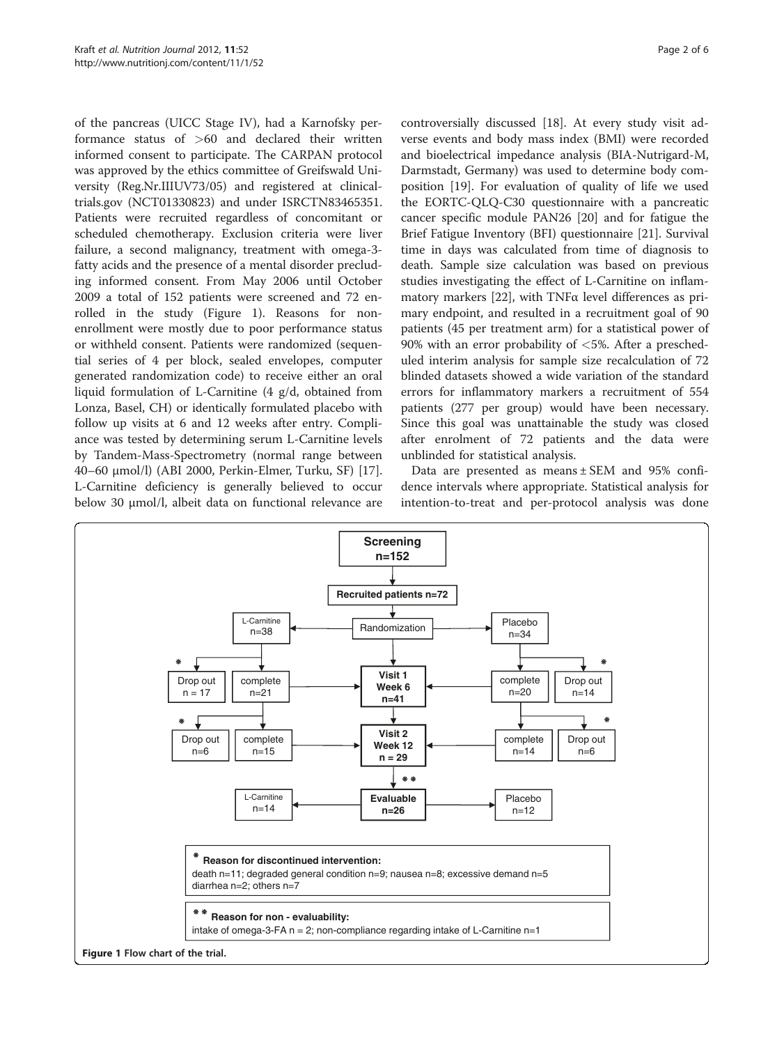of the pancreas (UICC Stage IV), had a Karnofsky performance status of >60 and declared their written informed consent to participate. The CARPAN protocol was approved by the ethics committee of Greifswald University (Reg.Nr.IIIUV73/05) and registered at clinicaltrials.gov (NCT01330823) and under ISRCTN83465351. Patients were recruited regardless of concomitant or scheduled chemotherapy. Exclusion criteria were liver failure, a second malignancy, treatment with omega-3-fatty acids and the presence of a mental disorder precluding informed consent. From May 2006 until October 2009 a total of 152 patients were screened and 72 enrolled in the study (Figure 1). Reasons for non-enrollment were mostly due to poor performance status or withheld consent. Patients were randomized (sequential series of 4 per block, sealed envelopes, computer generated randomization code) to receive either an oral liquid formulation of L-Carnitine (4 g/d, obtained from Lonza, Basel, CH) or identically formulated placebo with follow up visits at 6 and 12 weeks after entry. Compliance was tested by determining serum L-Carnitine levels by Tandem-Mass-Spectrometry (normal range between 40–60 μmol/l) (ABI 2000, Perkin-Elmer, Turku, SF) [17]. L-Carnitine deficiency is generally believed to occur below 30 μmol/l, albeit data on functional relevance are controversially discussed [18]. At every study visit adverse events and body mass index (BMI) were recorded and bioelectrical impedance analysis (BIA-Nutrigard-M, Darmstadt, Germany) was used to determine body composition [19]. For evaluation of quality of life we used the EORTC-QLQ-C30 questionnaire with a pancreatic cancer specific module PAN26 [20] and for fatigue the Brief Fatigue Inventory (BFI) questionnaire [21]. Survival time in days was calculated from time of diagnosis to death. Sample size calculation was based on previous studies investigating the effect of L-Carnitine on inflammatory markers [22], with TNFα level differences as primary endpoint, and resulted in a recruitment goal of 90 patients (45 per treatment arm) for a statistical power of 90% with an error probability of <5%. After a prescheduled interim analysis for sample size recalculation of 72 blinded datasets showed a wide variation of the standard errors for inflammatory markers a recruitment of 554 patients (277 per group) would have been necessary. Since this goal was unattainable the study was closed after enrolment of 72 patients and the data were unblinded for statistical analysis.

Data are presented as means ± SEM and 95% confidence intervals where appropriate. Statistical analysis for intention-to-treat and per-protocol analysis was done

- **Screening** n=152
- **Recruited patients n=72**
- Randomization → L-Carnitine n=38; Placebo n=34
- **Visit 1 Week 6 n=41**: L-Carnitine: Drop out n = 17*, complete n=21; Placebo: complete n=20, Drop out n=14*
- **Visit 2 Week 12 n = 29**: L-Carnitine: Drop out n=6*, complete n=15; Placebo: complete n=14, Drop out n=6*
- ** **Evaluable n=26**: L-Carnitine n=14; Placebo n=12

\* **Reason for discontinued intervention:**
death n=11; degraded general condition n=9; nausea n=8; excessive demand n=5
diarrhea n=2; others n=7

\*\* **Reason for non - evaluability:**
intake of omega-3-FA n = 2; non-compliance regarding intake of L-Carnitine n=1

**Figure 1** Flow chart of the trial.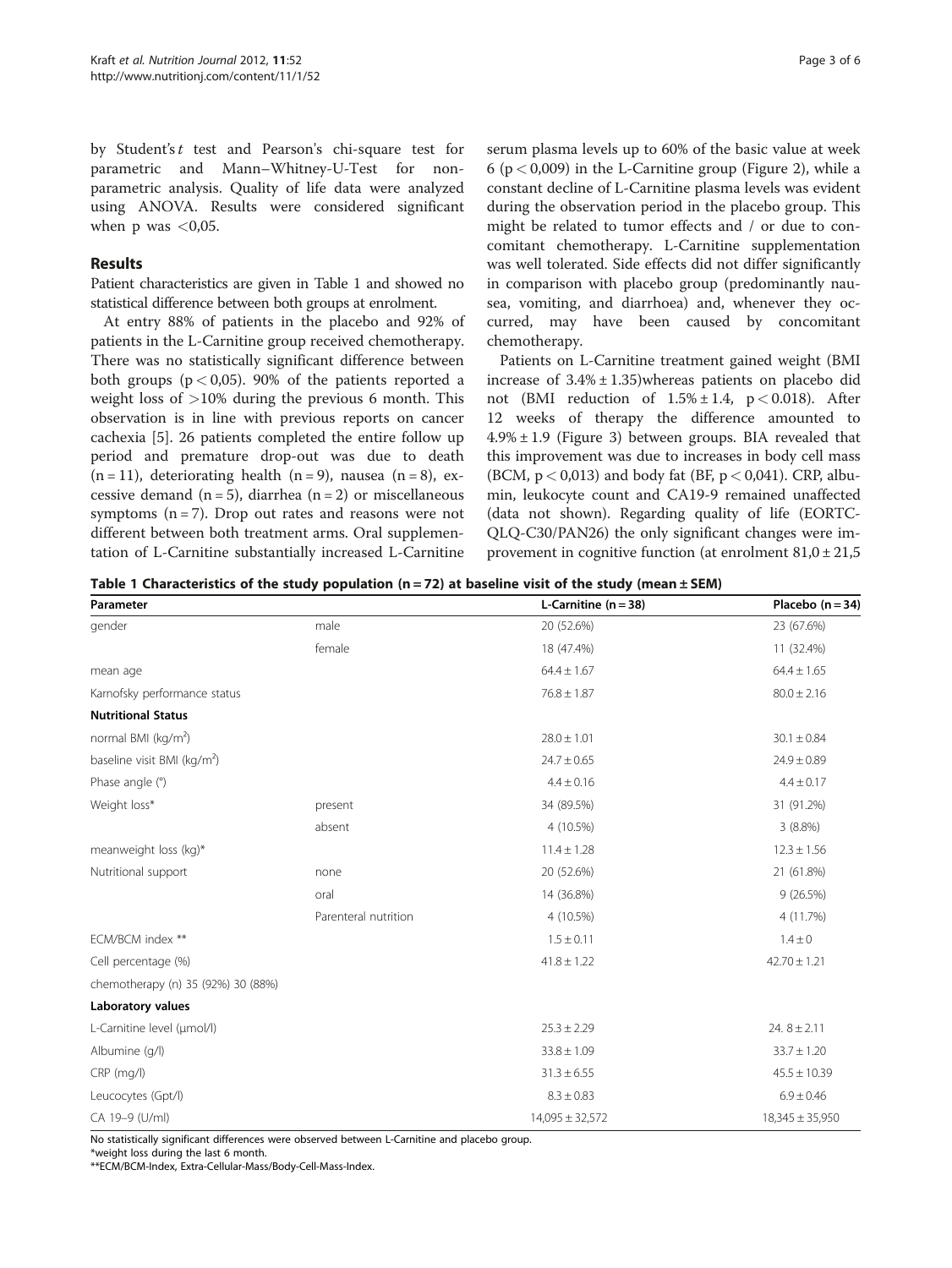by Student's $t$ test and Pearson's chi-square test for parametric and Mann–Whitney-U-Test for non-parametric analysis. Quality of life data were analyzed using ANOVA. Results were considered significant when p was $<0{,}05$.

## Results

Patient characteristics are given in Table 1 and showed no statistical difference between both groups at enrolment.

At entry 88% of patients in the placebo and 92% of patients in the L-Carnitine group received chemotherapy. There was no statistically significant difference between both groups ($p < 0{,}05$). 90% of the patients reported a weight loss of $>10\%$ during the previous 6 month. This observation is in line with previous reports on cancer cachexia [5]. 26 patients completed the entire follow up period and premature drop-out was due to death ($n = 11$), deteriorating health ($n = 9$), nausea ($n = 8$), excessive demand ($n = 5$), diarrhea ($n = 2$) or miscellaneous symptoms ($n = 7$). Drop out rates and reasons were not different between both treatment arms. Oral supplementation of L-Carnitine substantially increased L-Carnitine serum plasma levels up to 60% of the basic value at week 6 ($p < 0{,}009$) in the L-Carnitine group (Figure 2), while a constant decline of L-Carnitine plasma levels was evident during the observation period in the placebo group. This might be related to tumor effects and / or due to concomitant chemotherapy. L-Carnitine supplementation was well tolerated. Side effects did not differ significantly in comparison with placebo group (predominantly nausea, vomiting, and diarrhoea) and, whenever they occurred, may have been caused by concomitant chemotherapy.

Patients on L-Carnitine treatment gained weight (BMI increase of $3.4\% \pm 1.35$)whereas patients on placebo did not (BMI reduction of $1.5\% \pm 1.4$, $p < 0.018$). After 12 weeks of therapy the difference amounted to $4.9\% \pm 1.9$ (Figure 3) between groups. BIA revealed that this improvement was due to increases in body cell mass (BCM, $p < 0{,}013$) and body fat (BF, $p < 0{,}041$). CRP, albumin, leukocyte count and CA19-9 remained unaffected (data not shown). Regarding quality of life (EORTC-QLQ-C30/PAN26) the only significant changes were improvement in cognitive function (at enrolment $81{,}0 \pm 21{,}5$

**Table 1 Characteristics of the study population (n = 72) at baseline visit of the study (mean ± SEM)**

| Parameter | | L-Carnitine (n = 38) | Placebo (n = 34) |
|---|---|---|---|
| gender | male | 20 (52.6%) | 23 (67.6%) |
| | female | 18 (47.4%) | 11 (32.4%) |
| mean age | | 64.4 ± 1.67 | 64.4 ± 1.65 |
| Karnofsky performance status | | 76.8 ± 1.87 | 80.0 ± 2.16 |
| **Nutritional Status** | | | |
| normal BMI (kg/m²) | | 28.0 ± 1.01 | 30.1 ± 0.84 |
| baseline visit BMI (kg/m²) | | 24.7 ± 0.65 | 24.9 ± 0.89 |
| Phase angle (°) | | 4.4 ± 0.16 | 4.4 ± 0.17 |
| Weight loss* | present | 34 (89.5%) | 31 (91.2%) |
| | absent | 4 (10.5%) | 3 (8.8%) |
| meanweight loss (kg)* | | 11.4 ± 1.28 | 12.3 ± 1.56 |
| Nutritional support | none | 20 (52.6%) | 21 (61.8%) |
| | oral | 14 (36.8%) | 9 (26.5%) |
| | Parenteral nutrition | 4 (10.5%) | 4 (11.7%) |
| ECM/BCM index ** | | 1.5 ± 0.11 | 1.4 ± 0 |
| Cell percentage (%) | | 41.8 ± 1.22 | 42.70 ± 1.21 |
| chemotherapy (n) 35 (92%) 30 (88%) | | | |
| **Laboratory values** | | | |
| L-Carnitine level (μmol/l) | | 25.3 ± 2.29 | 24. 8 ± 2.11 |
| Albumine (g/l) | | 33.8 ± 1.09 | 33.7 ± 1.20 |
| CRP (mg/l) | | 31.3 ± 6.55 | 45.5 ± 10.39 |
| Leucocytes (Gpt/l) | | 8.3 ± 0.83 | 6.9 ± 0.46 |
| CA 19–9 (U/ml) | | 14,095 ± 32,572 | 18,345 ± 35,950 |

No statistically significant differences were observed between L-Carnitine and placebo group.
*weight loss during the last 6 month.
**ECM/BCM-Index, Extra-Cellular-Mass/Body-Cell-Mass-Index.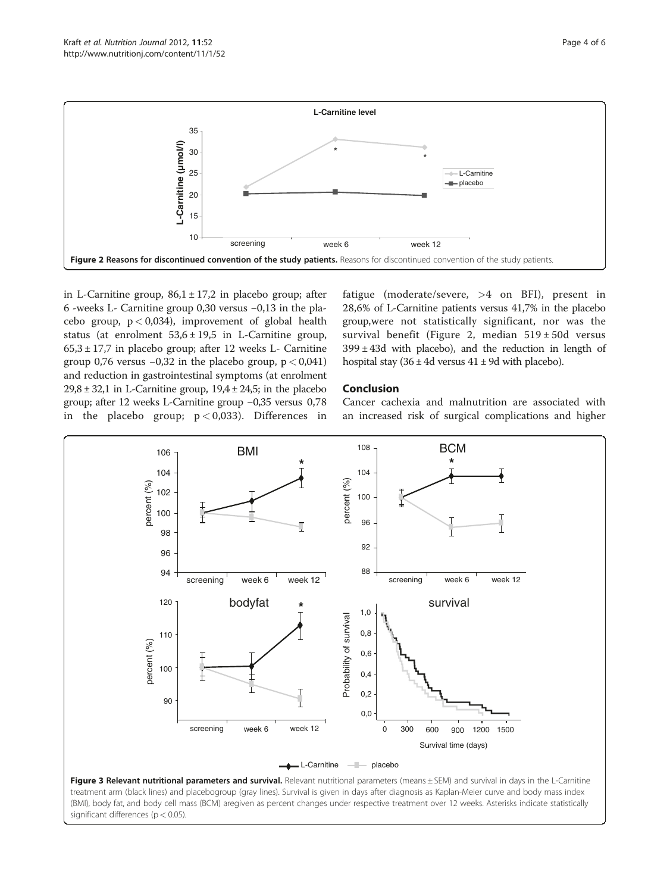**Figure 2 Reasons for discontinued convention of the study patients.** Reasons for discontinued convention of the study patients.

in L-Carnitine group, 86,1 ± 17,2 in placebo group; after 6 -weeks L- Carnitine group 0,30 versus −0,13 in the placebo group, p < 0,034), improvement of global health status (at enrolment 53,6 ± 19,5 in L-Carnitine group, 65,3 ± 17,7 in placebo group; after 12 weeks L- Carnitine group 0,76 versus −0,32 in the placebo group, p < 0,041) and reduction in gastrointestinal symptoms (at enrolment 29,8 ± 32,1 in L-Carnitine group, 19,4 ± 24,5; in the placebo group; after 12 weeks L-Carnitine group −0,35 versus 0,78 in the placebo group; p < 0,033). Differences in fatigue (moderate/severe, >4 on BFI), present in 28,6% of L-Carnitine patients versus 41,7% in the placebo group,were not statistically significant, nor was the survival benefit (Figure 2, median 519 ± 50d versus 399 ± 43d with placebo), and the reduction in length of hospital stay (36 ± 4d versus 41 ± 9d with placebo).

## Conclusion

Cancer cachexia and malnutrition are associated with an increased risk of surgical complications and higher

**Figure 3 Relevant nutritional parameters and survival.** Relevant nutritional parameters (means ± SEM) and survival in days in the L-Carnitine treatment arm (black lines) and placebogroup (gray lines). Survival is given in days after diagnosis as Kaplan-Meier curve and body mass index (BMI), body fat, and body cell mass (BCM) aregiven as percent changes under respective treatment over 12 weeks. Asterisks indicate statistically significant differences (p < 0.05).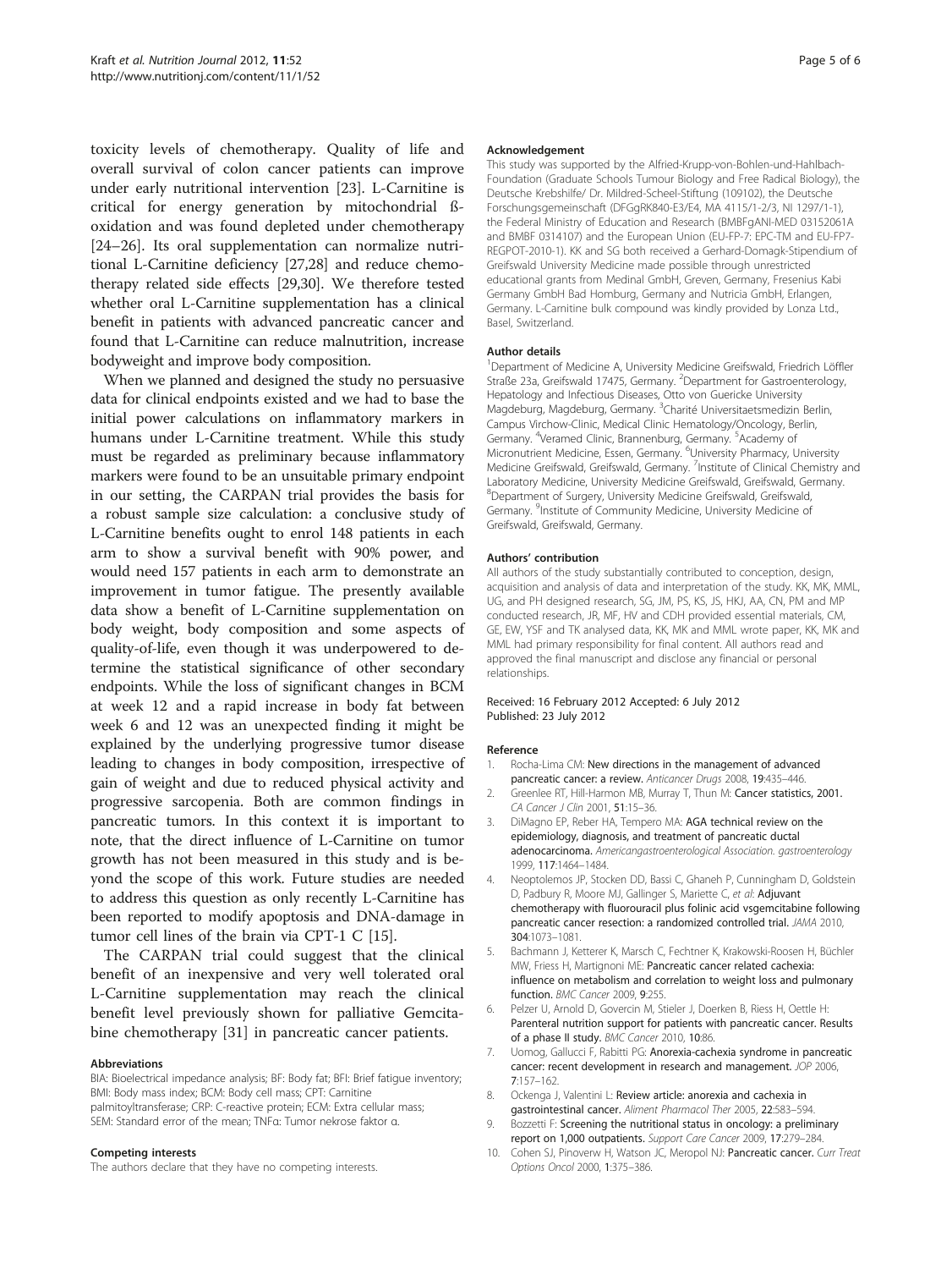toxicity levels of chemotherapy. Quality of life and overall survival of colon cancer patients can improve under early nutritional intervention [23]. L-Carnitine is critical for energy generation by mitochondrial ß-oxidation and was found depleted under chemotherapy [24–26]. Its oral supplementation can normalize nutritional L-Carnitine deficiency [27,28] and reduce chemotherapy related side effects [29,30]. We therefore tested whether oral L-Carnitine supplementation has a clinical benefit in patients with advanced pancreatic cancer and found that L-Carnitine can reduce malnutrition, increase bodyweight and improve body composition.

When we planned and designed the study no persuasive data for clinical endpoints existed and we had to base the initial power calculations on inflammatory markers in humans under L-Carnitine treatment. While this study must be regarded as preliminary because inflammatory markers were found to be an unsuitable primary endpoint in our setting, the CARPAN trial provides the basis for a robust sample size calculation: a conclusive study of L-Carnitine benefits ought to enrol 148 patients in each arm to show a survival benefit with 90% power, and would need 157 patients in each arm to demonstrate an improvement in tumor fatigue. The presently available data show a benefit of L-Carnitine supplementation on body weight, body composition and some aspects of quality-of-life, even though it was underpowered to determine the statistical significance of other secondary endpoints. While the loss of significant changes in BCM at week 12 and a rapid increase in body fat between week 6 and 12 was an unexpected finding it might be explained by the underlying progressive tumor disease leading to changes in body composition, irrespective of gain of weight and due to reduced physical activity and progressive sarcopenia. Both are common findings in pancreatic tumors. In this context it is important to note, that the direct influence of L-Carnitine on tumor growth has not been measured in this study and is beyond the scope of this work. Future studies are needed to address this question as only recently L-Carnitine has been reported to modify apoptosis and DNA-damage in tumor cell lines of the brain via CPT-1 C [15].

The CARPAN trial could suggest that the clinical benefit of an inexpensive and very well tolerated oral L-Carnitine supplementation may reach the clinical benefit level previously shown for palliative Gemcitabine chemotherapy [31] in pancreatic cancer patients.

#### Abbreviations

BIA: Bioelectrical impedance analysis; BF: Body fat; BFI: Brief fatigue inventory; BMI: Body mass index; BCM: Body cell mass; CPT: Carnitine palmitoyltransferase; CRP: C-reactive protein; ECM: Extra cellular mass; SEM: Standard error of the mean; TNFα: Tumor nekrose faktor α.

#### Competing interests

The authors declare that they have no competing interests.

#### Acknowledgement

This study was supported by the Alfried-Krupp-von-Bohlen-und-Hahlbach-Foundation (Graduate Schools Tumour Biology and Free Radical Biology), the Deutsche Krebshilfe/ Dr. Mildred-Scheel-Stiftung (109102), the Deutsche Forschungsgemeinschaft (DFGgRK840-E3/E4, MA 4115/1-2/3, NI 1297/1-1), the Federal Ministry of Education and Research (BMBFgANI-MED 03152061A and BMBF 0314107) and the European Union (EU-FP-7: EPC-TM and EU-FP7-REGPOT-2010-1). KK and SG both received a Gerhard-Domagk-Stipendium of Greifswald University Medicine made possible through unrestricted educational grants from Medinal GmbH, Greven, Germany, Fresenius Kabi Germany GmbH Bad Homburg, Germany and Nutricia GmbH, Erlangen, Germany. L-Carnitine bulk compound was kindly provided by Lonza Ltd., Basel, Switzerland.

#### Author details

[1]Department of Medicine A, University Medicine Greifswald, Friedrich Löffler Straße 23a, Greifswald 17475, Germany. [2]Department for Gastroenterology, Hepatology and Infectious Diseases, Otto von Guericke University Magdeburg, Magdeburg, Germany. [3]Charité Universitaetsmedizin Berlin, Campus Virchow-Clinic, Medical Clinic Hematology/Oncology, Berlin, Germany. [4]Veramed Clinic, Brannenburg, Germany. [5]Academy of Micronutrient Medicine, Essen, Germany. [6]University Pharmacy, University Medicine Greifswald, Greifswald, Germany. [7]Institute of Clinical Chemistry and Laboratory Medicine, University Medicine Greifswald, Greifswald, Germany. [8]Department of Surgery, University Medicine Greifswald, Greifswald, Germany. [9]Institute of Community Medicine, University Medicine of Greifswald, Greifswald, Germany.

#### Authors' contribution

All authors of the study substantially contributed to conception, design, acquisition and analysis of data and interpretation of the study. KK, MK, MML, UG, and PH designed research, SG, JM, PS, KS, JS, HKJ, AA, CN, PM and MP conducted research, JR, MF, HV and CDH provided essential materials, CM, GE, EW, YSF and TK analysed data, KK, MK and MML wrote paper, KK, MK and MML had primary responsibility for final content. All authors read and approved the final manuscript and disclose any financial or personal relationships.

Received: 16 February 2012 Accepted: 6 July 2012
Published: 23 July 2012

#### Reference

1. Rocha-Lima CM: **New directions in the management of advanced pancreatic cancer: a review.** *Anticancer Drugs* 2008, **19**:435–446.
2. Greenlee RT, Hill-Harmon MB, Murray T, Thun M: **Cancer statistics, 2001.** *CA Cancer J Clin* 2001, **51**:15–36.
3. DiMagno EP, Reber HA, Tempero MA: **AGA technical review on the epidemiology, diagnosis, and treatment of pancreatic ductal adenocarcinoma.** *Americangastroenterological Association. gastroenterology* 1999, **117**:1464–1484.
4. Neoptolemos JP, Stocken DD, Bassi C, Ghaneh P, Cunningham D, Goldstein D, Padbury R, Moore MJ, Gallinger S, Mariette C, *et al*: **Adjuvant chemotherapy with fluorouracil plus folinic acid vsgemcitabine following pancreatic cancer resection: a randomized controlled trial.** *JAMA* 2010, **304**:1073–1081.
5. Bachmann J, Ketterer K, Marsch C, Fechtner K, Krakowski-Roosen H, Büchler MW, Friess H, Martignoni ME: **Pancreatic cancer related cachexia: influence on metabolism and correlation to weight loss and pulmonary function.** *BMC Cancer* 2009, **9**:255.
6. Pelzer U, Arnold D, Govercin M, Stieler J, Doerken B, Riess H, Oettle H: **Parenteral nutrition support for patients with pancreatic cancer. Results of a phase II study.** *BMC Cancer* 2010, **10**:86.
7. Uomog, Gallucci F, Rabitti PG: **Anorexia-cachexia syndrome in pancreatic cancer: recent development in research and management.** *JOP* 2006, **7**:157–162.
8. Ockenga J, Valentini L: **Review article: anorexia and cachexia in gastrointestinal cancer.** *Aliment Pharmacol Ther* 2005, **22**:583–594.
9. Bozzetti F: **Screening the nutritional status in oncology: a preliminary report on 1,000 outpatients.** *Support Care Cancer* 2009, **17**:279–284.
10. Cohen SJ, Pinoverw H, Watson JC, Meropol NJ: **Pancreatic cancer.** *Curr Treat Options Oncol* 2000, **1**:375–386.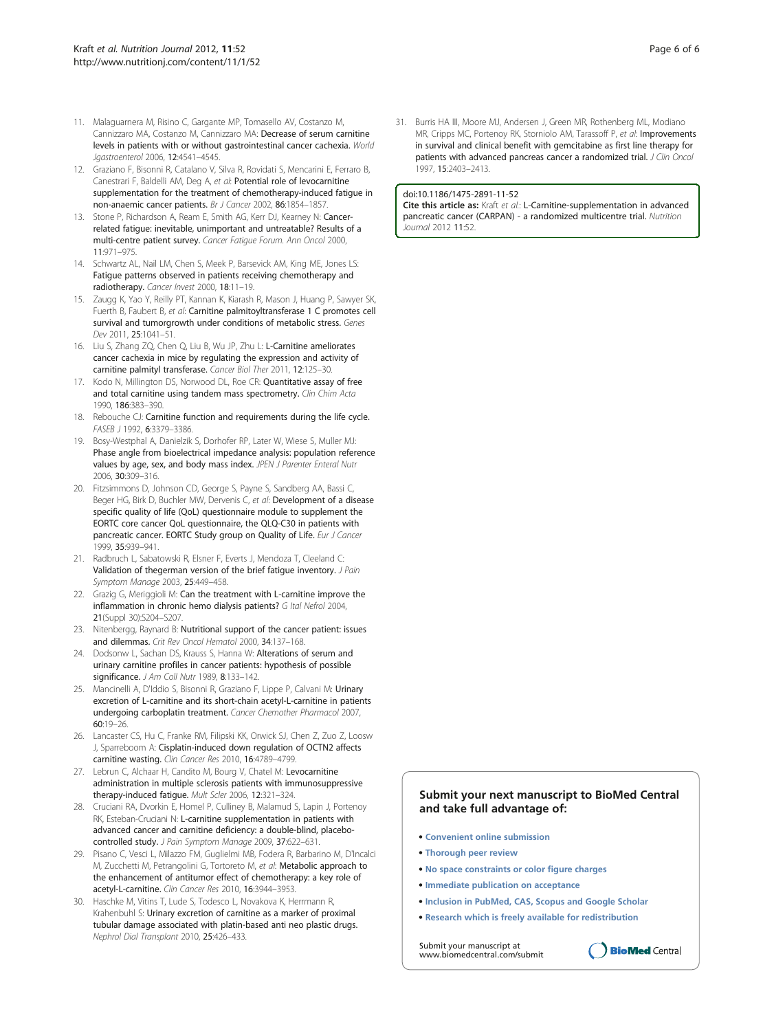11. Malaguarnera M, Risino C, Gargante MP, Tomasello AV, Costanzo M, Cannizzaro MA, Costanzo M, Cannizzaro MA: **Decrease of serum carnitine levels in patients with or without gastrointestinal cancer cachexia.** *World Jgastroenterol* 2006, **12**:4541–4545.
12. Graziano F, Bisonni R, Catalano V, Silva R, Rovidati S, Mencarini E, Ferraro B, Canestrari F, Baldelli AM, Deg A, *et al*: **Potential role of levocarnitine supplementation for the treatment of chemotherapy-induced fatigue in non-anaemic cancer patients.** *Br J Cancer* 2002, **86**:1854–1857.
13. Stone P, Richardson A, Ream E, Smith AG, Kerr DJ, Kearney N: **Cancer-related fatigue: inevitable, unimportant and untreatable? Results of a multi-centre patient survey.** *Cancer Fatigue Forum. Ann Oncol* 2000, **11**:971–975.
14. Schwartz AL, Nail LM, Chen S, Meek P, Barsevick AM, King ME, Jones LS: **Fatigue patterns observed in patients receiving chemotherapy and radiotherapy.** *Cancer Invest* 2000, **18**:11–19.
15. Zaugg K, Yao Y, Reilly PT, Kannan K, Kiarash R, Mason J, Huang P, Sawyer SK, Fuerth B, Faubert B, *et al*: **Carnitine palmitoyltransferase 1 C promotes cell survival and tumorgrowth under conditions of metabolic stress.** *Genes Dev* 2011, **25**:1041–51.
16. Liu S, Zhang ZQ, Chen Q, Liu B, Wu JP, Zhu L: **L-Carnitine ameliorates cancer cachexia in mice by regulating the expression and activity of carnitine palmityl transferase.** *Cancer Biol Ther* 2011, **12**:125–30.
17. Kodo N, Millington DS, Norwood DL, Roe CR: **Quantitative assay of free and total carnitine using tandem mass spectrometry.** *Clin Chim Acta* 1990, **186**:383–390.
18. Rebouche CJ: **Carnitine function and requirements during the life cycle.** *FASEB J* 1992, **6**:3379–3386.
19. Bosy-Westphal A, Danielzik S, Dorhofer RP, Later W, Wiese S, Muller MJ: **Phase angle from bioelectrical impedance analysis: population reference values by age, sex, and body mass index.** *JPEN J Parenter Enteral Nutr* 2006, **30**:309–316.
20. Fitzsimmons D, Johnson CD, George S, Payne S, Sandberg AA, Bassi C, Beger HG, Birk D, Buchler MW, Dervenis C, *et al*: **Development of a disease specific quality of life (QoL) questionnaire module to supplement the EORTC core cancer QoL questionnaire, the QLQ-C30 in patients with pancreatic cancer. EORTC Study group on Quality of Life.** *Eur J Cancer* 1999, **35**:939–941.
21. Radbruch L, Sabatowski R, Elsner F, Everts J, Mendoza T, Cleeland C: **Validation of thegerman version of the brief fatigue inventory.** *J Pain Symptom Manage* 2003, **25**:449–458.
22. Grazig G, Meriggioli M: **Can the treatment with L-carnitine improve the inflammation in chronic hemo dialysis patients?** *G Ital Nefrol* 2004, **21**(Suppl 30):S204–S207.
23. Nitenbergg, Raynard B: **Nutritional support of the cancer patient: issues and dilemmas.** *Crit Rev Oncol Hematol* 2000, **34**:137–168.
24. Dodsonw L, Sachan DS, Krauss S, Hanna W: **Alterations of serum and urinary carnitine profiles in cancer patients: hypothesis of possible significance.** *J Am Coll Nutr* 1989, **8**:133–142.
25. Mancinelli A, D'Iddio S, Bisonni R, Graziano F, Lippe P, Calvani M: **Urinary excretion of L-carnitine and its short-chain acetyl-L-carnitine in patients undergoing carboplatin treatment.** *Cancer Chemother Pharmacol* 2007, **60**:19–26.
26. Lancaster CS, Hu C, Franke RM, Filipski KK, Orwick SJ, Chen Z, Zuo Z, Loosw J, Sparreboom A: **Cisplatin-induced down regulation of OCTN2 affects carnitine wasting.** *Clin Cancer Res* 2010, **16**:4789–4799.
27. Lebrun C, Alchaar H, Candito M, Bourg V, Chatel M: **Levocarnitine administration in multiple sclerosis patients with immunosuppressive therapy-induced fatigue.** *Mult Scler* 2006, **12**:321–324.
28. Cruciani RA, Dvorkin E, Homel P, Culliney B, Malamud S, Lapin J, Portenoy RK, Esteban-Cruciani N: **L-carnitine supplementation in patients with advanced cancer and carnitine deficiency: a double-blind, placebo-controlled study.** *J Pain Symptom Manage* 2009, **37**:622–631.
29. Pisano C, Vesci L, Milazzo FM, Guglielmi MB, Fodera R, Barbarino M, D'Incalci M, Zucchetti M, Petrangolini G, Tortoreto M, *et al*: **Metabolic approach to the enhancement of antitumor effect of chemotherapy: a key role of acetyl-L-carnitine.** *Clin Cancer Res* 2010, **16**:3944–3953.
30. Haschke M, Vitins T, Lude S, Todesco L, Novakova K, Herrmann R, Krahenbuhl S: **Urinary excretion of carnitine as a marker of proximal tubular damage associated with platin-based anti neo plastic drugs.** *Nephrol Dial Transplant* 2010, **25**:426–433.
31. Burris HA III, Moore MJ, Andersen J, Green MR, Rothenberg ML, Modiano MR, Cripps MC, Portenoy RK, Storniolo AM, Tarassoff P, *et al*: **Improvements in survival and clinical benefit with gemcitabine as first line therapy for patients with advanced pancreas cancer a randomized trial.** *J Clin Oncol* 1997, **15**:2403–2413.

doi:10.1186/1475-2891-11-52

**Cite this article as:** Kraft *et al.*: L-Carnitine-supplementation in advanced pancreatic cancer (CARPAN) - a randomized multicentre trial. *Nutrition Journal* 2012 **11**:52.

**Submit your next manuscript to BioMed Central and take full advantage of:**

- **Convenient online submission**
- **Thorough peer review**
- **No space constraints or color figure charges**
- **Immediate publication on acceptance**
- **Inclusion in PubMed, CAS, Scopus and Google Scholar**
- **Research which is freely available for redistribution**

Submit your manuscript at www.biomedcentral.com/submit

BioMed Central